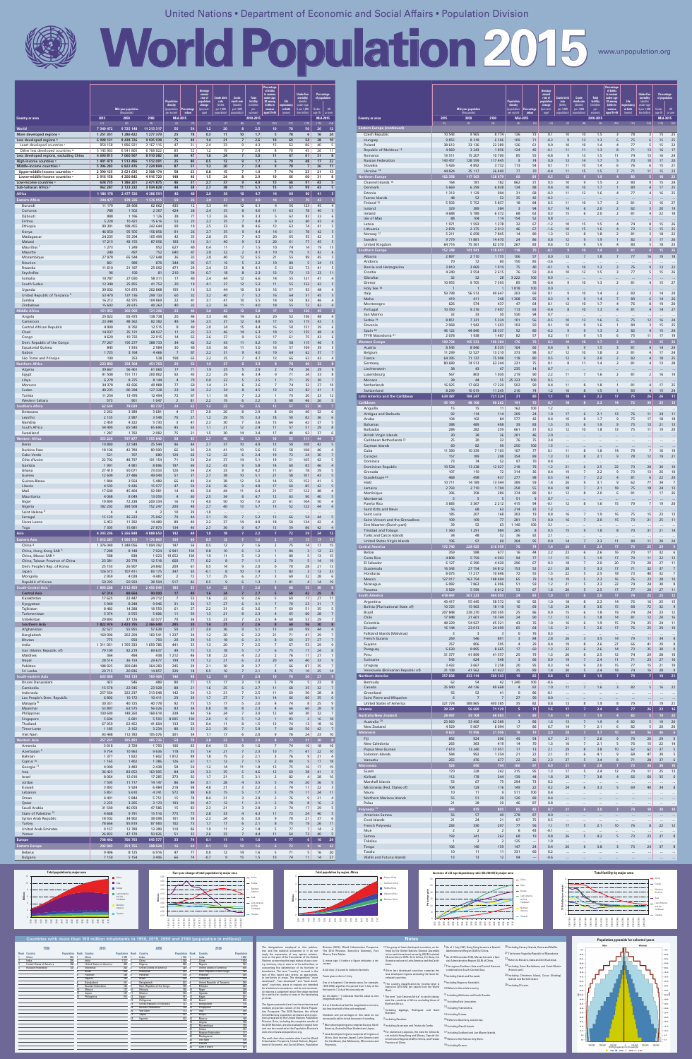United Nations • Department of Economic and Social Affairs • Population Division

# World Population 2015

www.unpopulation.org

| Country or area | Mid-year population (thousands) | | | Population density (persons per sq km) | Percentage urban | Average annual rate of population change (percentage) | Crude birth rate (births per 1,000 population) | Crude death rate (deaths per 1,000 population) | Total fertility (children per woman) | Percentage of births to women aged 20 and over | Life expectancy at birth (years) | Under-five mortality (deaths under age 5 per 1,000 live births) | Percentage of population under age 15 | Percentage of population aged 65+ |
|---|---|---|---|---|---|---|---|---|---|---|---|---|---|---|
| | 2015 | 2050 | 2100 | 2015 | 2015 | 2010-2015 | 2010-2015 | 2010-2015 | 2010-2015 | 2010-2015 | 2010-2015 | 2010-2015 | 2015 | 2015 |
| World | 7 349 472 | 9 725 148 | 11 213 317 | | | | | | | | | | | |

## Total population by major area

## Five-year change of total population by major area

## Total population by region, Africa

## Increase of old-age dependency ratio (65+/20-64) by major area

## Total fertility by major area

## Countries with more than 100 million inhabitants in 1950, 2015, 2050 and 2100 (population in millions)

## Notes

The designations employed in this publication and the material presented in it do not imply the expression of any opinion whatsoever on the part of the Secretariat of the United Nations concerning the legal status of any country or territory or city or area or of its authorities, or concerning the delimitation of its frontiers or boundaries.

## Population pyramids for selected years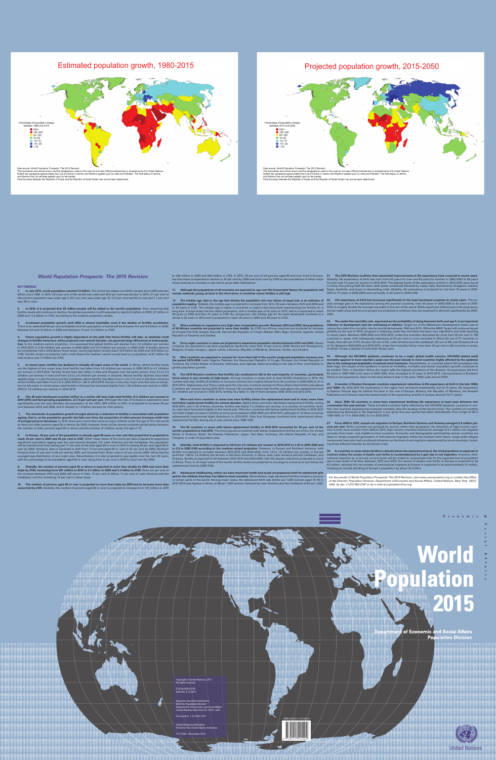# Estimated population growth, 1980-2015

Percentage of population change between 1980 and 2015

- 200+
- 100~200
- 50~100
- 10~50
- -10~10
- -10~-20
- < -20

Data source: World Population Prospects: The 2015 Revision

The boundaries and names shown and the designations used on this map do not imply official endorsement or acceptance by the United Nations. Dotted line represents approximately the Line of Control in Jammu and Kashmir agreed upon by India and Pakistan. The final status of Jammu and Kashmir has not yet been agreed upon by the parties. Final boundary between the Republic of Sudan and the Republic of South Sudan has not yet been determined.

# Projected population growth, 2015-2050

Percentage of population change between 2015 and 2050

- 200+
- 100~200
- 50~100
- 10~50
- -10~10
- -10~-20
- < -20

Data source: World Population Prospects: The 2015 Revision

The boundaries and names shown and the designations used on this map do not imply official endorsement or acceptance by the United Nations. Dotted line represents approximately the Line of Control in Jammu and Kashmir agreed upon by India and Pakistan. The final status of Jammu and Kashmir has not yet been agreed upon by the parties. Final boundary between the Republic of Sudan and the Republic of South Sudan has not yet been determined.

## *World Population Prospects: The 2015 Revision*

**KEY FINDINGS**

1. **In July 2015, world population reached 7.3 billion.** The world has added one billion people since 2003 and two billion since 1990. In 2015, 50.4 per cent of the world was male and 49.6 per cent was female. In 2015, 9.1 per cent of the world's population was under age 5, 26.1 per cent was under age 15, 12.3 per cent was 60 or over and 1.7 per cent was 80 or over.

2. **In 2016, it is projected that 83 million people will be added to the world's population.** Even assuming that fertility levels will continue to decline, the global population is still expected to reach 8.5 billion in 2030, 9.7 billion in 2050 and 11.2 billion in 2100, according to the medium projection variant.

3. **Continued population growth until 2050 is almost inevitable, even if the decline of fertility accelerates.** There is an estimated 80 per cent probability that the population of world will be between 9.4 and 10.0 billion in 2050, between 9.4 and 10 billion in 2050 and between 10 and 12.5 billion in 2100.

4. **Future population growth is highly dependent on the path that future fertility will take, as relatively small changes in fertility behaviour, when projected over several decades, can generate large differences in total population.** In the medium-variant projection, it is assumed that global fertility will decline from 2.5 children per woman in 2010-2015 to 2.25 children per women in 2045-2050 and 2.0 children per woman in 2095-2100. If fertility were to be consistently half a child above those levels, world population would reach 10.8 billion by 2050 and 16.6 billion by 2100. Fertility levels consistently half a child below the medium variant would lead to a population of 8.7 billion by mid-century and 7.3 billion by 2100.

5. **In recent years, fertility has declined in virtually all major areas of the world.** In Africa, where fertility levels are the highest of any major area, total fertility has fallen from 4.9 children per woman in 2005-2010 to 4.7 children per woman in 2010-2015. Fertility levels have also fallen in Asia and Oceania over the same period, from 2.3 to 2.2 children per woman in Asia and from 2.5 to 2.4 children per woman in Oceania. Recent fertility declines have been slightly larger in Latin America and the Caribbean where fertility has fallen from 2.3 to 2.15 and in Northern America where fertility has fallen from 2.0 in 2005-2010 to 1.86 in 2010-2015. Europe is the only major area that was an exception to this trend. In recent years, total fertility in Europe has increased slightly from 1.55 children per woman in 2005-2010 to 1.6 children per woman in 2010-2015.

6. **The 48 least developed countries (LDCs) as a whole still have high total fertility (4.3 children per woman in 2010-2015) and fast-growing populations, at 2.4 per cent per year.** Although this rate of increase is expected to slow significantly over the next decades, the population of the LDCs, 954 million in 2015, is projected to increase 39 per cent between 2015 and 2030, and to double to 1.9 billion persons by mid-century.

7. **The slowdown in population growth brought about by a reduction in fertility is associated with population ageing; that is, as the population growth rate falls over time, the proportion of older persons increases while that of younger persons decreases.** In 2015, there were more than twice as many children under the age of 15 in the world as there are older persons aged 60 or above. By 2050, however, there will be almost complete global parity between the number of older persons aged 60 or above and the number of children under the age of 15.

8. **In Europe, 24 per cent of the population is already aged 60 years or over and that proportion is projected to reach 34 per cent in 2050 and 35 per cent in 2100.** Other major areas of the world are also projected to experience significant population ageing over the next several decades. For Latin America and the Caribbean, the population will be transformed from having just 11 per cent of the total aged 60 or over in 2015 to having 26 per cent aged 60 or over by 2050. Similarly, Asia is expected to shift from 12 per cent aged 60 or over to 25 per cent by 2050, Northern America from 21 per cent to 28 per cent by 2050, and Oceania from 16 per cent to 23 per cent by 2050. Africa has the youngest age distribution of any major area. Nevertheless, it is also projected to age rapidly over the next 35 years, with the percentage of its population aged 60 or over rising from 5 per cent in 2015 to 9 per cent by 2050.

9. **Globally, the number of persons aged 60 or above is expected to more than double by 2050 and more than triple by 2100, increasing from 901 million in 2015 to 2.1 billion in 2050 and 3.2 billion in 2100.** Sixty-six per cent of the increase between 2015 and 2050 will occur in Asia, 13 per cent in Africa, 11 per cent in Latin America and the Caribbean, and the remaining 10 per cent in other areas.

10. **The number of persons aged 80 or over is projected to more than triple by 2050 and to increase more than seven-fold by 2100.** Globally, the number of persons aged 80 or over is projected to increase from 125 million in 2015 to 434 million in 2050 and 944 million in 2100. In 2015, 28 per cent of all persons aged 80 and over lived in Europe, but that share is expected to decline to 16 per cent by 2050 and 9 per cent by 2100 as the populations of other major areas continue to increase in size and to grow older themselves.

11. **Although the populations of all countries are expected to age over the foreseeable future, the population will remain relatively young, at least in the short-term, in countries where fertility is still high.**

12. **The median age, that is, the age that divides the population into two halves of equal size, is an indicator of population ageing.** Globally, the median age is projected to increase from 30 to 36 years between 2015 and 2050 and to 42 years in 2100. The median age is higher in countries or regions that have been experiencing low fertility for a long time. Europe today has the oldest population, with a median age of 42 years in 2015, which is expected to reach 46 years in 2050 and then 47 years in 2100. By comparison, the median age for the least developed countries as a whole is 20 years in 2015 and is projected to reach 26 years in 2050 and 36 years in 2100.

13. **Africa continues to experience very high rates of population growth. Between 2015 and 2050, the populations of 28 African countries are projected to more than double.** By 2100, ten African countries are projected to increase by at least five-fold: Angola, Burundi, Democratic Republic of Congo, Malawi, Mali, Niger, Somalia, Uganda, United Republic of Tanzania and Zambia.

14. **Forty-eight countries or areas are projected to experience population decline between 2015 and 2050.** Eleven countries are expected to see their populations decline by more than 15 per cent by 2050: Bosnia and Herzegovina, Bulgaria, Croatia, Hungary, Japan, Latvia, Lithuania, Republic of Moldova, Romania, Serbia, and Ukraine.

15. **Nine countries are expected to account for more than half of the world's projected population increase over the period 2015-2050:** India, Nigeria, Pakistan, the Democratic Republic of Congo, Ethiopia, the United Republic of Tanzania, the United States of America, Indonesia, and Uganda, listed according to the size of their contribution to global population growth.

16. **The 2015 Revision confirms that fertility has continued to fall in the vast majority of countries, particularly those where it was recently at high levels.** Among countries or areas with at least 90,000 inhabitants in 2015, the number with high fertility (5 children or more per woman) has roughly halved from 40 countries in 2000-2005 to 21 in 2010-2015. Afghanistan and Timor-Leste were the only two countries outside of Africa where total fertility was above 5 children per woman during 2010-2015. Among 126 countries where total fertility was above the replacement level (2.1 children per woman) in 2005-2010, fertility has fallen in 108 of them between 2005-2010 and 2010-2015.

17. **More and more countries or areas now have fertility below the replacement level and in many cases have had below-replacement fertility for several decades.** Eighty-three countries had below-replacement fertility during 2010-2015, and in 25 of those countries, fertility was below 1.5 children per woman. In a number of countries, fertility rates have fluctuated slightly in the recent past. Fifty-four countries with below-replacement fertility in 2010-2015 recorded a slight increase in fertility at some point between 2000-2005 and 2010-2015, although 21 of these countries subsequently experienced slight downturns in 2010-2015. Only four European countries have experienced above-replacement fertility during any 5-year period since 1990-1995.

18. **The 83 countries or areas with below-replacement fertility in 2010-2015 accounted for 46 per cent of the world's population in mid-2015.** The most populous countries with below-replacement fertility are China, the United States of America, Brazil, the Russian Federation, Japan, Viet Nam, Germany, the Islamic Republic of Iran, and Thailand, in order of population size.

19. **Globally, total fertility is expected to fall from 2.5 children per woman in 2010-2015 to 2.25 in 2045-2050 and to 2.0 in 2095-2100 according to the medium-variant projection.** However, in Europe and Northern America, total fertility is projected to increase between 2010-2015 and 2045-2050, from 1.6 to 1.8 children per woman in Europe and from 1.86 to 1.9 children per woman in Northern America. In Africa, Asia, Latin America and the Caribbean, and Oceania, fertility is expected to fall between 2010-2015 and 2045-2050, with the largest reductions projected to occur in Africa. Thus, in all major areas of the world, fertility levels are projected to converge to a level at or just below the replacement level by 2095-2100.

20. **Adolescent childbearing, which can have important health and social consequences both for adolescent girls and for the children they bear, has fallen in most countries.** Nevertheless, high adolescent fertility remains a concern in certain parts of the world. Among major areas, the adolescent birth rate (births per 1,000 women aged 15-19) in 2010-2015 was highest in Africa, at 98 per 1,000 women, followed by Latin America and the Caribbean at 67 per 1,000.

21. **The 2015 Revision confirms that substantial improvements in life expectancy have occurred in recent years.** Globally, life expectancy at birth has risen from 65 years for men and 69 years for women in 2000-2005 to 68 years for men and 73 years for women in 2010-2015. The highest levels of life expectancy at birth in 2010-2015 were found in China, Hong Kong SAR (84 years, both sexes combined) followed by Japan, Italy, Switzerland, Singapore, Iceland, Spain, Australia, and Israel, in descending order. Globally, life expectancy is projected to rise from 70 years in 2010-2015 to 77 years in 2045-2050 and eventually to 83 years in 2095-2100.

22. **Life expectancy at birth has increased significantly in the least developed countries in recent years.** The six-year average gain in life expectancy among the poorest countries, from 56 years in 2000-2005 to 62 years in 2010-2015, is roughly double the increase recorded in the rest of the world. While significant differences in life expectancy across major areas and income groups are projected to continue, they are expected to diminish significantly by 2045-2050.

23. **The under-five mortality rate, expressed as the probability of dying between birth and age 5, is an important indicator of development and the well-being of children.** Target 4.a of the Millennium Development Goals was to reduce the under-five mortality rate by two thirds between 1990 and 2015. While the MDG Target will not be achieved globally by the end of 2015, progress in reducing under-five mortality has been very significant and wide-reaching in recent years. Between 2000-2005 and 2010-2015, under-five mortality decreased by more than 20 per cent in 156 countries or areas, with widespread reductions of 20 per cent or more recorded in Africa (42 out of 57 countries or areas), Asia (43 out of 51), Europe (39 out of 40), Latin America and the Caribbean (24 out of 36), and Oceania (8 out of 13). Between 2000-2005 and 2010-2015, under-five mortality fell by more than 30 per cent in 86 countries or areas, of which 13 saw a decline of more than 50 per cent.

24. **Although the HIV/AIDS epidemic continues to be a major global health concern, HIV/AIDS-related adult mortality appears to have reached a peak over the past decade in most countries highly affected by the epidemic due to the widespread availability of antiretroviral treatment.** Nevertheless, in countries where HIV prevalence has been high, the impact of the epidemic in terms of morbidity, mortality and slower population growth continues to be evident. Thus, in Southern Africa, the region with the highest prevalence of the disease, life expectancy fell from 62 years in 1990-1995 to 52 years in 2000-2005, then increased to 57 years in 2010-2015. Life expectancy in Southern Africa is not expected to return to the level where it was in the early 1990s until around 2030.

25. **A number of Eastern European countries experienced reductions in life expectancy at birth in the late 1980s and 1990s.** By 2010-2015 life expectancy in the region had recovered substantially, but at 72 years, life expectancy in Eastern Europe lags far behind the level in the rest of Europe. Belarus, the Republic of Moldova, the Russian Federation and Ukraine have the lowest levels of life expectancy at birth in Europe (around 70-71 years).

26. **Since 1990, 59 countries or areas have experienced declining life expectancy at least once between two consecutive five-year periods.** These included countries highly affected by the HIV/AIDS epidemic, countries in conflict, and countries experiencing increased mortality after the breakup of the Soviet Union. The number of countries experiencing decreases in life expectancy in any given five-year period has fallen dramatically, from a high of 38 in 1990-1995, to 17 in 2000-2005, to 3 in 2010-2015.

27. **From 2000 to 2015, annual net migration to Europe, Northern America and Oceania averaged 2.8 million persons per year.** When countries are grouped by income rather than geography, the attraction of high-income countries is even more evident: from 2000 to 2015, high-income countries received an average of 4.1 million net migrants annually from lower- and middle-income countries. Economic and demographic asymmetries across countries are likely to remain powerful generators of international migration within the medium-term future. Large-scale refugee movements have also had a profound influence on the level of net migration experienced by some countries, including those affected recently by the Syrian crisis.

28. **In countries or areas where fertility is already below the replacement level, the total population is expected to contract unless the excess of deaths over births is counterbalanced by a gain due to net migration.** However, international migration at, or around, current levels will be unable to compensate fully for the expected loss of population due to low levels of fertility. Between 2015 and 2050, the excess of deaths over births in Europe is projected to be 63 million, whereas the net number of international migrants to Europe is projected to be approximately 31 million, implying an overall shrinking of Europe's population by about 32 million.

*For the results of World Population Prospects: The 2015 Revision, visit www.unpopulation.org or contact the Office of the Director, Population Division, Department of Economic and Social Affairs, United Nations, New York, 10017, USA, by fax: +1-212-963-2147 or by e-mail at population@un.org*

Economic & Social Affairs

# World Population 2015

**Department of Economic and Social Affairs**
**Population Division**

Copyright © United Nations, 2015
All rights reserved

ST/ESA/SER.A/378
Sales No. E.16.XIII.7

Enquiries should be directed to:
Director, Population Division
Department of Economic and Social Affairs
United Nations, New York, NY 10017, USA

Fax number: 1 212 963 2147

United Nations publication
Printed in the United States of America

15-15398—December 2015

ISBN 978-92-1-151548-4

United Nations